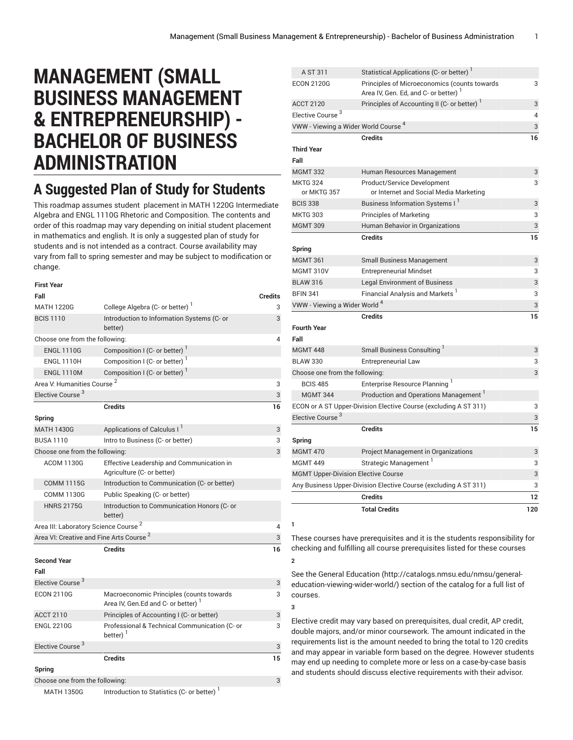# MANAGEMENT (SMALL BUSINESS MANAGEMENT & ENTREPRENEURSHIP) - BACHELOR OF BUSINESS ADMINISTRATION

## A Suggested Plan of Study for Students

This roadmap assumes student placement in MATH 1220G Intermediate Algebra and ENGL 1110G Rhetoric and Composition. The contents and order of this roadmap may vary depending on initial student placement in mathematics and english. It is only a suggested plan of study for students and is not intended as a contract. Course availability may vary from fall to spring semester and may be subject to modification or change.

| First Year | | |
|---|---|---|
| **Fall** | | **Credits** |
| MATH 1220G | College Algebra (C- or better) [1] | 3 |
| BCIS 1110 | Introduction to Information Systems (C- or better) | 3 |
| Choose one from the following: | | 4 |
| ENGL 1110G | Composition I (C- or better) [1] | |
| ENGL 1110H | Composition I (C- or better) [1] | |
| ENGL 1110M | Composition I (C- or better) [1] | |
| Area V: Humanities Course [2] | | 3 |
| Elective Course [3] | | 3 |
| | **Credits** | **16** |
| **Spring** | | |
| MATH 1430G | Applications of Calculus I [1] | 3 |
| BUSA 1110 | Intro to Business (C- or better) | 3 |
| Choose one from the following: | | 3 |
| ACOM 1130G | Effective Leadership and Communication in Agriculture (C- or better) | |
| COMM 1115G | Introduction to Communication (C- or better) | |
| COMM 1130G | Public Speaking (C- or better) | |
| HNRS 2175G | Introduction to Communication Honors (C- or better) | |
| Area III: Laboratory Science Course [2] | | 4 |
| Area VI: Creative and Fine Arts Course [2] | | 3 |
| | **Credits** | **16** |
| **Second Year** | | |
| **Fall** | | |
| Elective Course [3] | | 3 |
| ECON 2110G | Macroeconomic Principles (counts towards Area IV, Gen.Ed and C- or better) [1] | 3 |
| ACCT 2110 | Principles of Accounting I (C- or better) | 3 |
| ENGL 2210G | Professional & Technical Communication (C- or better) [1] | 3 |
| Elective Course [3] | | 3 |
| | **Credits** | **15** |
| **Spring** | | |
| Choose one from the following: | | 3 |
| MATH 1350G | Introduction to Statistics (C- or better) [1] | |
| A ST 311 | Statistical Applications (C- or better) [1] | |
| ECON 2120G | Principles of Microeconomics (counts towards Area IV, Gen. Ed, and C- or better) [1] | 3 |
| ACCT 2120 | Principles of Accounting II (C- or better) [1] | 3 |
| Elective Course [3] | | 4 |
| VWW - Viewing a Wider World Course [4] | | 3 |
| | **Credits** | **16** |
| **Third Year** | | |
| **Fall** | | |
| MGMT 332 | Human Resources Management | 3 |
| MKTG 324 or MKTG 357 | Product/Service Development or Internet and Social Media Marketing | 3 |
| BCIS 338 | Business Information Systems I [1] | 3 |
| MKTG 303 | Principles of Marketing | 3 |
| MGMT 309 | Human Behavior in Organizations | 3 |
| | **Credits** | **15** |
| **Spring** | | |
| MGMT 361 | Small Business Management | 3 |
| MGMT 310V | Entrepreneurial Mindset | 3 |
| BLAW 316 | Legal Environment of Business | 3 |
| BFIN 341 | Financial Analysis and Markets [1] | 3 |
| VWW - Viewing a Wider World [4] | | 3 |
| | **Credits** | **15** |
| **Fourth Year** | | |
| **Fall** | | |
| MGMT 448 | Small Business Consulting [1] | 3 |
| BLAW 330 | Entrepreneurial Law | 3 |
| Choose one from the following: | | 3 |
| BCIS 485 | Enterprise Resource Planning [1] | |
| MGMT 344 | Production and Operations Management [1] | |
| ECON or A ST Upper-Division Elective Course (excluding A ST 311) | | 3 |
| Elective Course [3] | | 3 |
| | **Credits** | **15** |
| **Spring** | | |
| MGMT 470 | Project Management in Organizations | 3 |
| MGMT 449 | Strategic Management [1] | 3 |
| MGMT Upper-Division Elective Course | | 3 |
| Any Business Upper-Division Elective Course (excluding A ST 311) | | 3 |
| | **Credits** | **12** |
| | **Total Credits** | **120** |

**1**

These courses have prerequisites and it is the students responsibility for checking and fulfilling all course prerequisites listed for these courses

**2**

See the General Education (http://catalogs.nmsu.edu/nmsu/general-education-viewing-wider-world/) section of the catalog for a full list of courses.

**3**

Elective credit may vary based on prerequisites, dual credit, AP credit, double majors, and/or minor coursework. The amount indicated in the requirements list is the amount needed to bring the total to 120 credits and may appear in variable form based on the degree. However students may end up needing to complete more or less on a case-by-case basis and students should discuss elective requirements with their advisor.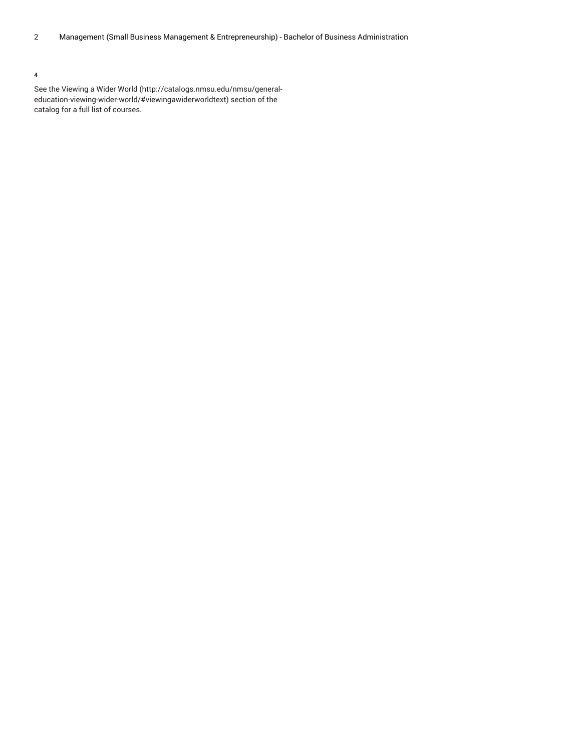**4**

See the Viewing a Wider World (http://catalogs.nmsu.edu/nmsu/general-education-viewing-wider-world/#viewingawiderworldtext) section of the catalog for a full list of courses.